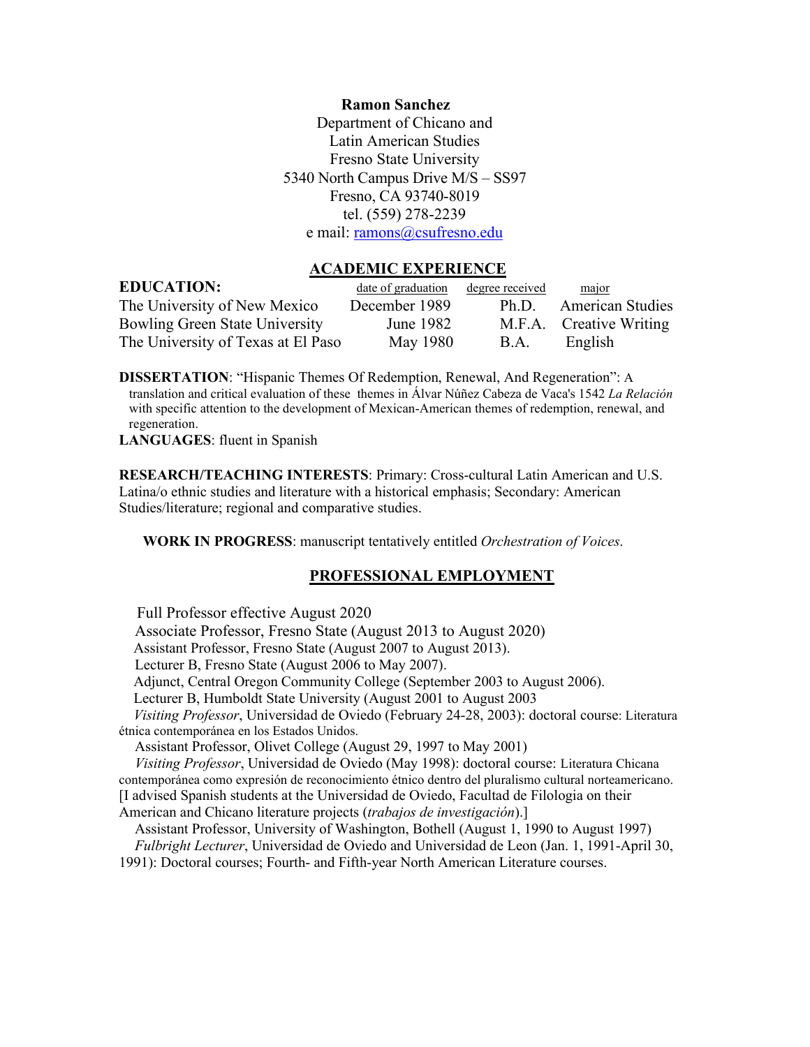**Ramon Sanchez**
Department of Chicano and
Latin American Studies
Fresno State University
5340 North Campus Drive M/S – SS97
Fresno, CA 93740-8019
tel. (559) 278-2239
e mail: ramons@csufresno.edu

## ACADEMIC EXPERIENCE

| **EDUCATION:** | date of graduation | degree received | major |
|---|---|---|---|
| The University of New Mexico | December 1989 | Ph.D. | American Studies |
| Bowling Green State University | June 1982 | M.F.A. | Creative Writing |
| The University of Texas at El Paso | May 1980 | B.A. | English |

**DISSERTATION**: "Hispanic Themes Of Redemption, Renewal, And Regeneration": A translation and critical evaluation of these themes in Álvar Núñez Cabeza de Vaca's 1542 *La Relación* with specific attention to the development of Mexican-American themes of redemption, renewal, and regeneration.

**LANGUAGES**: fluent in Spanish

**RESEARCH/TEACHING INTERESTS**: Primary: Cross-cultural Latin American and U.S. Latina/o ethnic studies and literature with a historical emphasis; Secondary: American Studies/literature; regional and comparative studies.

**WORK IN PROGRESS**: manuscript tentatively entitled *Orchestration of Voices*.

## PROFESSIONAL EMPLOYMENT

Full Professor effective August 2020

Associate Professor, Fresno State (August 2013 to August 2020)

Assistant Professor, Fresno State (August 2007 to August 2013).

Lecturer B, Fresno State (August 2006 to May 2007).

Adjunct, Central Oregon Community College (September 2003 to August 2006).

Lecturer B, Humboldt State University (August 2001 to August 2003

*Visiting Professor*, Universidad de Oviedo (February 24-28, 2003): doctoral course: Literatura étnica contemporánea en los Estados Unidos.

Assistant Professor, Olivet College (August 29, 1997 to May 2001)

*Visiting Professor*, Universidad de Oviedo (May 1998): doctoral course: Literatura Chicana contemporánea como expresión de reconocimiento étnico dentro del pluralismo cultural norteamericano. [I advised Spanish students at the Universidad de Oviedo, Facultad de Filologia on their American and Chicano literature projects (*trabajos de investigación*).]

Assistant Professor, University of Washington, Bothell (August 1, 1990 to August 1997)

*Fulbright Lecturer*, Universidad de Oviedo and Universidad de Leon (Jan. 1, 1991-April 30, 1991): Doctoral courses; Fourth- and Fifth-year North American Literature courses.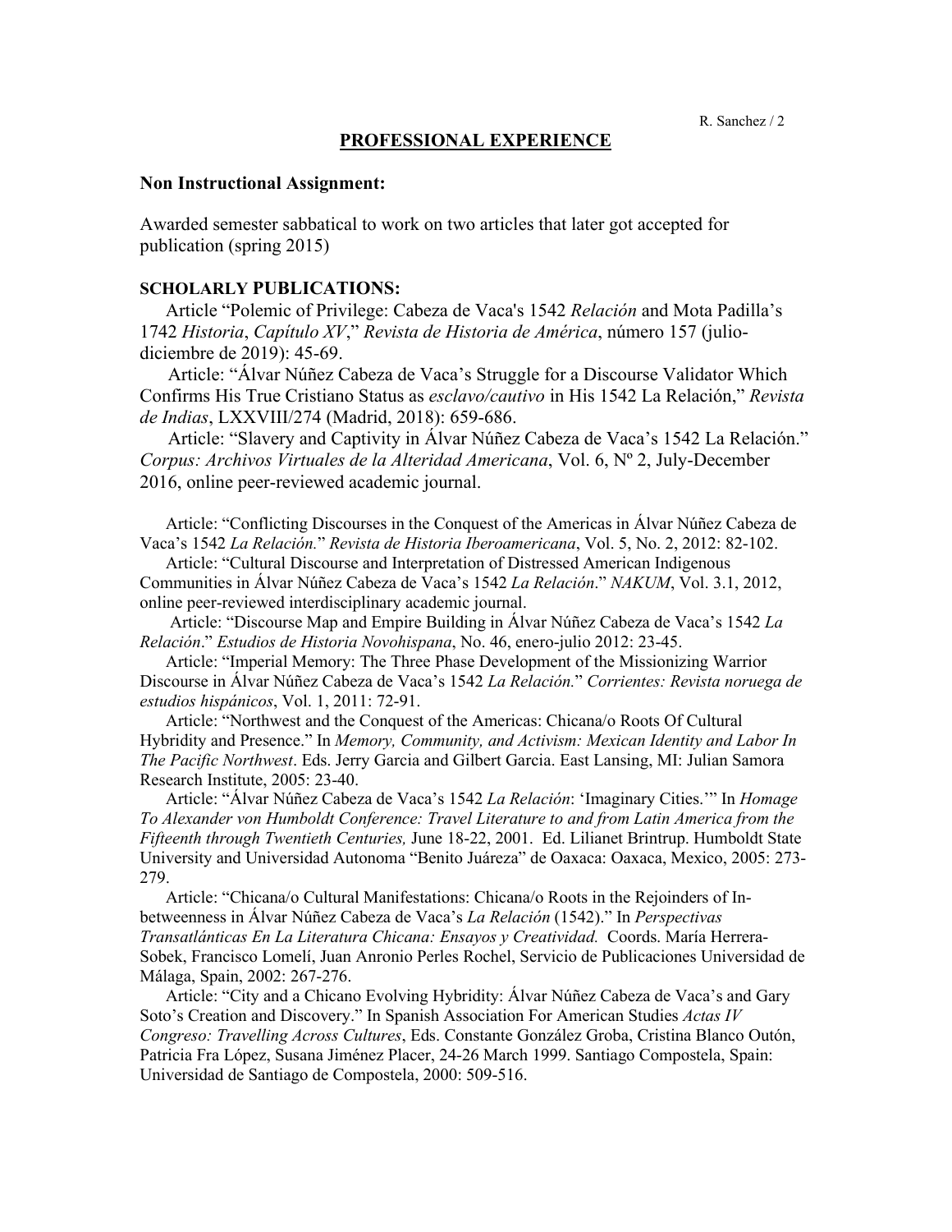## PROFESSIONAL EXPERIENCE

**Non Instructional Assignment:**

Awarded semester sabbatical to work on two articles that later got accepted for publication (spring 2015)

**SCHOLARLY PUBLICATIONS:**

Article "Polemic of Privilege: Cabeza de Vaca's 1542 *Relación* and Mota Padilla's 1742 *Historia*, *Capítulo XV*," *Revista de Historia de América*, número 157 (julio-diciembre de 2019): 45-69.

Article: "Álvar Núñez Cabeza de Vaca's Struggle for a Discourse Validator Which Confirms His True Cristiano Status as *esclavo/cautivo* in His 1542 La Relación," *Revista de Indias*, LXXVIII/274 (Madrid, 2018): 659-686.

Article: "Slavery and Captivity in Álvar Núñez Cabeza de Vaca's 1542 La Relación." *Corpus: Archivos Virtuales de la Alteridad Americana*, Vol. 6, Nº 2, July-December 2016, online peer-reviewed academic journal.

Article: "Conflicting Discourses in the Conquest of the Americas in Álvar Núñez Cabeza de Vaca's 1542 *La Relación.*" *Revista de Historia Iberoamericana*, Vol. 5, No. 2, 2012: 82-102.

Article: "Cultural Discourse and Interpretation of Distressed American Indigenous Communities in Álvar Núñez Cabeza de Vaca's 1542 *La Relación*." *NAKUM*, Vol. 3.1, 2012, online peer-reviewed interdisciplinary academic journal.

Article: "Discourse Map and Empire Building in Álvar Núñez Cabeza de Vaca's 1542 *La Relación*." *Estudios de Historia Novohispana*, No. 46, enero-julio 2012: 23-45.

Article: "Imperial Memory: The Three Phase Development of the Missionizing Warrior Discourse in Álvar Núñez Cabeza de Vaca's 1542 *La Relación.*" *Corrientes: Revista noruega de estudios hispánicos*, Vol. 1, 2011: 72-91.

Article: "Northwest and the Conquest of the Americas: Chicana/o Roots Of Cultural Hybridity and Presence." In *Memory, Community, and Activism: Mexican Identity and Labor In The Pacific Northwest*. Eds. Jerry Garcia and Gilbert Garcia. East Lansing, MI: Julian Samora Research Institute, 2005: 23-40.

Article: "Álvar Núñez Cabeza de Vaca's 1542 *La Relación*: 'Imaginary Cities.'" In *Homage To Alexander von Humboldt Conference: Travel Literature to and from Latin America from the Fifteenth through Twentieth Centuries,* June 18-22, 2001. Ed. Lilianet Brintrup. Humboldt State University and Universidad Autonoma "Benito Juáreza" de Oaxaca: Oaxaca, Mexico, 2005: 273-279.

Article: "Chicana/o Cultural Manifestations: Chicana/o Roots in the Rejoinders of In-betweenness in Álvar Núñez Cabeza de Vaca's *La Relación* (1542)." In *Perspectivas Transatlánticas En La Literatura Chicana: Ensayos y Creatividad.* Coords. María Herrera-Sobek, Francisco Lomelí, Juan Anronio Perles Rochel, Servicio de Publicaciones Universidad de Málaga, Spain, 2002: 267-276.

Article: "City and a Chicano Evolving Hybridity: Álvar Núñez Cabeza de Vaca's and Gary Soto's Creation and Discovery." In Spanish Association For American Studies *Actas IV Congreso: Travelling Across Cultures*, Eds. Constante González Groba, Cristina Blanco Outón, Patricia Fra López, Susana Jiménez Placer, 24-26 March 1999. Santiago Compostela, Spain: Universidad de Santiago de Compostela, 2000: 509-516.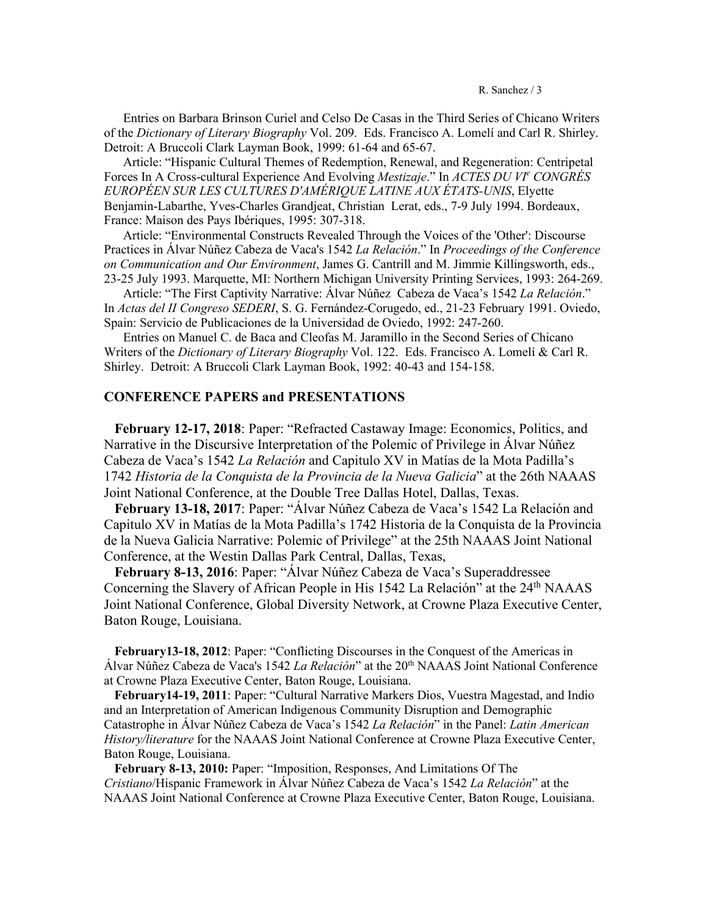Entries on Barbara Brinson Curiel and Celso De Casas in the Third Series of Chicano Writers of the *Dictionary of Literary Biography* Vol. 209. Eds. Francisco A. Lomelí and Carl R. Shirley. Detroit: A Bruccoli Clark Layman Book, 1999: 61-64 and 65-67.

Article: "Hispanic Cultural Themes of Redemption, Renewal, and Regeneration: Centripetal Forces In A Cross-cultural Experience And Evolving *Mestizaje*." In *ACTES DU VI^e CONGRÉS EUROPÉEN SUR LES CULTURES D'AMÉRIQUE LATINE AUX ÉTATS-UNIS*, Elyette Benjamin-Labarthe, Yves-Charles Grandjeat, Christian Lerat, eds., 7-9 July 1994. Bordeaux, France: Maison des Pays Ibériques, 1995: 307-318.

Article: "Environmental Constructs Revealed Through the Voices of the 'Other': Discourse Practices in Álvar Núñez Cabeza de Vaca's 1542 *La Relación*." In *Proceedings of the Conference on Communication and Our Environment*, James G. Cantrill and M. Jimmie Killingsworth, eds., 23-25 July 1993. Marquette, MI: Northern Michigan University Printing Services, 1993: 264-269.

Article: "The First Captivity Narrative: Álvar Núñez Cabeza de Vaca's 1542 *La Relación*." In *Actas del II Congreso SEDERI*, S. G. Fernández-Corugedo, ed., 21-23 February 1991. Oviedo, Spain: Servicio de Publicaciones de la Universidad de Oviedo, 1992: 247-260.

Entries on Manuel C. de Baca and Cleofas M. Jaramillo in the Second Series of Chicano Writers of the *Dictionary of Literary Biography* Vol. 122. Eds. Francisco A. Lomelí & Carl R. Shirley. Detroit: A Bruccoli Clark Layman Book, 1992: 40-43 and 154-158.

## CONFERENCE PAPERS and PRESENTATIONS

**February 12-17, 2018**: Paper: "Refracted Castaway Image: Economics, Politics, and Narrative in the Discursive Interpretation of the Polemic of Privilege in Álvar Núñez Cabeza de Vaca's 1542 *La Relación* and Capitulo XV in Matías de la Mota Padilla's 1742 *Historia de la Conquista de la Provincia de la Nueva Galicia*" at the 26th NAAAS Joint National Conference, at the Double Tree Dallas Hotel, Dallas, Texas.

**February 13-18, 2017**: Paper: "Álvar Núñez Cabeza de Vaca's 1542 La Relación and Capitulo XV in Matías de la Mota Padilla's 1742 Historia de la Conquista de la Provincia de la Nueva Galicia Narrative: Polemic of Privilege" at the 25th NAAAS Joint National Conference, at the Westin Dallas Park Central, Dallas, Texas,

**February 8-13, 2016**: Paper: "Álvar Núñez Cabeza de Vaca's Superaddressee Concerning the Slavery of African People in His 1542 La Relación" at the 24th NAAAS Joint National Conference, Global Diversity Network, at Crowne Plaza Executive Center, Baton Rouge, Louisiana.

**February13-18, 2012**: Paper: "Conflicting Discourses in the Conquest of the Americas in Álvar Núñez Cabeza de Vaca's 1542 *La Relación*" at the 20th NAAAS Joint National Conference at Crowne Plaza Executive Center, Baton Rouge, Louisiana.

**February14-19, 2011**: Paper: "Cultural Narrative Markers Dios, Vuestra Magestad, and Indio and an Interpretation of American Indigenous Community Disruption and Demographic Catastrophe in Álvar Núñez Cabeza de Vaca's 1542 *La Relación*" in the Panel: *Latin American History/literature* for the NAAAS Joint National Conference at Crowne Plaza Executive Center, Baton Rouge, Louisiana.

**February 8-13, 2010:** Paper: "Imposition, Responses, And Limitations Of The *Cristiano*/Hispanic Framework in Álvar Núñez Cabeza de Vaca's 1542 *La Relación*" at the NAAAS Joint National Conference at Crowne Plaza Executive Center, Baton Rouge, Louisiana.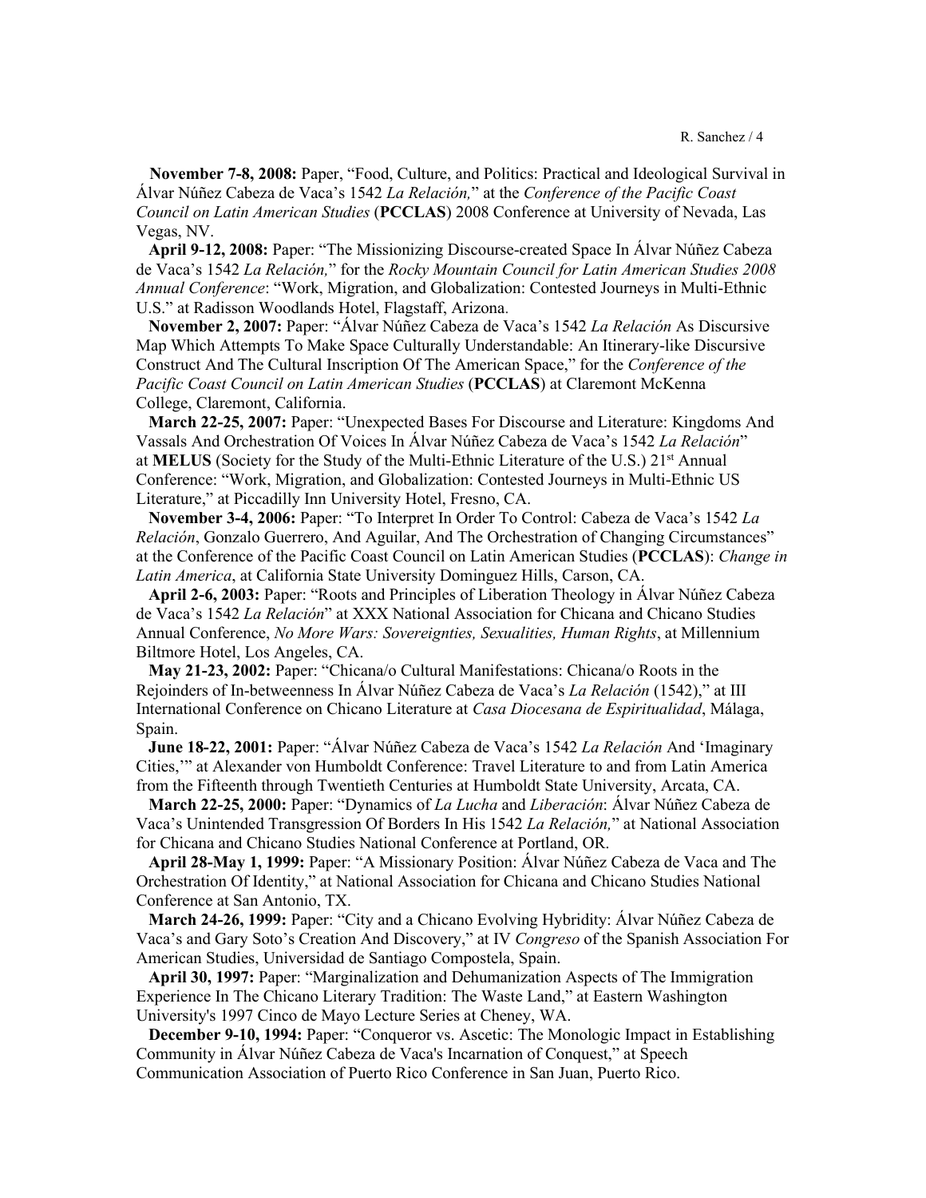**November 7-8, 2008:** Paper, "Food, Culture, and Politics: Practical and Ideological Survival in Álvar Núñez Cabeza de Vaca's 1542 *La Relación,*" at the *Conference of the Pacific Coast Council on Latin American Studies* (**PCCLAS**) 2008 Conference at University of Nevada, Las Vegas, NV.

**April 9-12, 2008:** Paper: "The Missionizing Discourse-created Space In Álvar Núñez Cabeza de Vaca's 1542 *La Relación,*" for the *Rocky Mountain Council for Latin American Studies 2008 Annual Conference*: "Work, Migration, and Globalization: Contested Journeys in Multi-Ethnic U.S." at Radisson Woodlands Hotel, Flagstaff, Arizona.

**November 2, 2007:** Paper: "Álvar Núñez Cabeza de Vaca's 1542 *La Relación* As Discursive Map Which Attempts To Make Space Culturally Understandable: An Itinerary-like Discursive Construct And The Cultural Inscription Of The American Space," for the *Conference of the Pacific Coast Council on Latin American Studies* (**PCCLAS**) at Claremont McKenna College, Claremont, California.

**March 22-25, 2007:** Paper: "Unexpected Bases For Discourse and Literature: Kingdoms And Vassals And Orchestration Of Voices In Álvar Núñez Cabeza de Vaca's 1542 *La Relación*" at **MELUS** (Society for the Study of the Multi-Ethnic Literature of the U.S.) 21st Annual Conference: "Work, Migration, and Globalization: Contested Journeys in Multi-Ethnic US Literature," at Piccadilly Inn University Hotel, Fresno, CA.

**November 3-4, 2006:** Paper: "To Interpret In Order To Control: Cabeza de Vaca's 1542 *La Relación*, Gonzalo Guerrero, And Aguilar, And The Orchestration of Changing Circumstances" at the Conference of the Pacific Coast Council on Latin American Studies (**PCCLAS**): *Change in Latin America*, at California State University Dominguez Hills, Carson, CA.

**April 2-6, 2003:** Paper: "Roots and Principles of Liberation Theology in Álvar Núñez Cabeza de Vaca's 1542 *La Relación*" at XXX National Association for Chicana and Chicano Studies Annual Conference, *No More Wars: Sovereignties, Sexualities, Human Rights*, at Millennium Biltmore Hotel, Los Angeles, CA.

**May 21-23, 2002:** Paper: "Chicana/o Cultural Manifestations: Chicana/o Roots in the Rejoinders of In-betweenness In Álvar Núñez Cabeza de Vaca's *La Relación* (1542)," at III International Conference on Chicano Literature at *Casa Diocesana de Espiritualidad*, Málaga, Spain.

**June 18-22, 2001:** Paper: "Álvar Núñez Cabeza de Vaca's 1542 *La Relación* And 'Imaginary Cities,'" at Alexander von Humboldt Conference: Travel Literature to and from Latin America from the Fifteenth through Twentieth Centuries at Humboldt State University, Arcata, CA.

**March 22-25, 2000:** Paper: "Dynamics of *La Lucha* and *Liberación*: Álvar Núñez Cabeza de Vaca's Unintended Transgression Of Borders In His 1542 *La Relación,*" at National Association for Chicana and Chicano Studies National Conference at Portland, OR.

**April 28-May 1, 1999:** Paper: "A Missionary Position: Álvar Núñez Cabeza de Vaca and The Orchestration Of Identity," at National Association for Chicana and Chicano Studies National Conference at San Antonio, TX.

**March 24-26, 1999:** Paper: "City and a Chicano Evolving Hybridity: Álvar Núñez Cabeza de Vaca's and Gary Soto's Creation And Discovery," at IV *Congreso* of the Spanish Association For American Studies, Universidad de Santiago Compostela, Spain.

**April 30, 1997:** Paper: "Marginalization and Dehumanization Aspects of The Immigration Experience In The Chicano Literary Tradition: The Waste Land," at Eastern Washington University's 1997 Cinco de Mayo Lecture Series at Cheney, WA.

**December 9-10, 1994:** Paper: "Conqueror vs. Ascetic: The Monologic Impact in Establishing Community in Álvar Núñez Cabeza de Vaca's Incarnation of Conquest," at Speech Communication Association of Puerto Rico Conference in San Juan, Puerto Rico.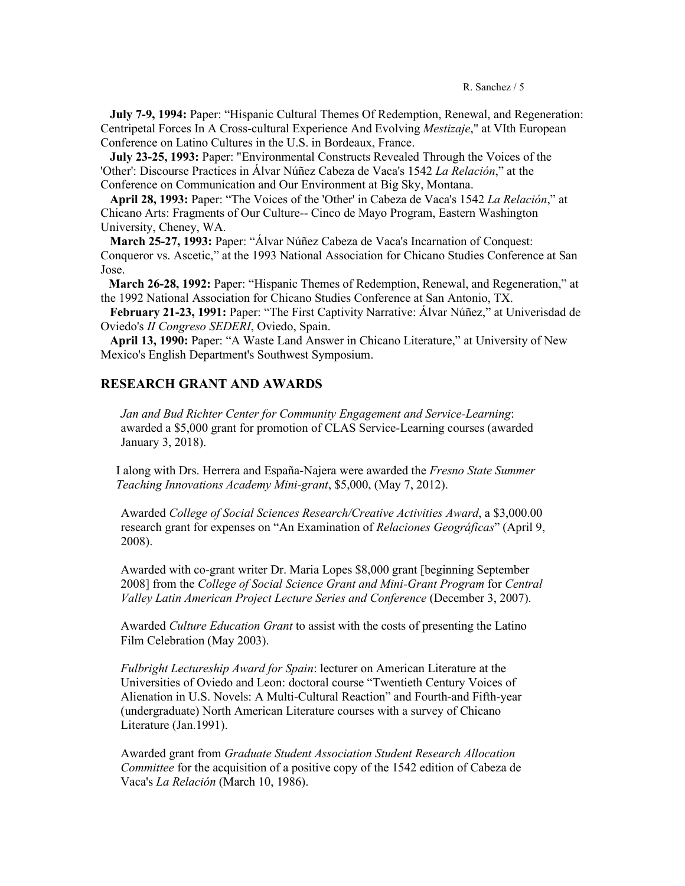**July 7-9, 1994:** Paper: "Hispanic Cultural Themes Of Redemption, Renewal, and Regeneration: Centripetal Forces In A Cross-cultural Experience And Evolving *Mestizaje*," at VIth European Conference on Latino Cultures in the U.S. in Bordeaux, France.

**July 23-25, 1993:** Paper: "Environmental Constructs Revealed Through the Voices of the 'Other': Discourse Practices in Álvar Núñez Cabeza de Vaca's 1542 *La Relación*," at the Conference on Communication and Our Environment at Big Sky, Montana.

**April 28, 1993:** Paper: "The Voices of the 'Other' in Cabeza de Vaca's 1542 *La Relación*," at Chicano Arts: Fragments of Our Culture-- Cinco de Mayo Program, Eastern Washington University, Cheney, WA.

**March 25-27, 1993:** Paper: "Álvar Núñez Cabeza de Vaca's Incarnation of Conquest: Conqueror vs. Ascetic," at the 1993 National Association for Chicano Studies Conference at San Jose.

**March 26-28, 1992:** Paper: "Hispanic Themes of Redemption, Renewal, and Regeneration," at the 1992 National Association for Chicano Studies Conference at San Antonio, TX.

**February 21-23, 1991:** Paper: "The First Captivity Narrative: Álvar Núñez," at Univerisdad de Oviedo's *II Congreso SEDERI*, Oviedo, Spain.

**April 13, 1990:** Paper: "A Waste Land Answer in Chicano Literature," at University of New Mexico's English Department's Southwest Symposium.

## RESEARCH GRANT AND AWARDS

*Jan and Bud Richter Center for Community Engagement and Service-Learning*: awarded a $5,000 grant for promotion of CLAS Service-Learning courses (awarded January 3, 2018).

I along with Drs. Herrera and España-Najera were awarded the *Fresno State Summer Teaching Innovations Academy Mini-grant*, $5,000, (May 7, 2012).

Awarded *College of Social Sciences Research/Creative Activities Award*, a $3,000.00 research grant for expenses on "An Examination of *Relaciones Geográficas*" (April 9, 2008).

Awarded with co-grant writer Dr. Maria Lopes $8,000 grant [beginning September 2008] from the *College of Social Science Grant and Mini-Grant Program* for *Central Valley Latin American Project Lecture Series and Conference* (December 3, 2007).

Awarded *Culture Education Grant* to assist with the costs of presenting the Latino Film Celebration (May 2003).

*Fulbright Lectureship Award for Spain*: lecturer on American Literature at the Universities of Oviedo and Leon: doctoral course "Twentieth Century Voices of Alienation in U.S. Novels: A Multi-Cultural Reaction" and Fourth-and Fifth-year (undergraduate) North American Literature courses with a survey of Chicano Literature (Jan.1991).

Awarded grant from *Graduate Student Association Student Research Allocation Committee* for the acquisition of a positive copy of the 1542 edition of Cabeza de Vaca's *La Relación* (March 10, 1986).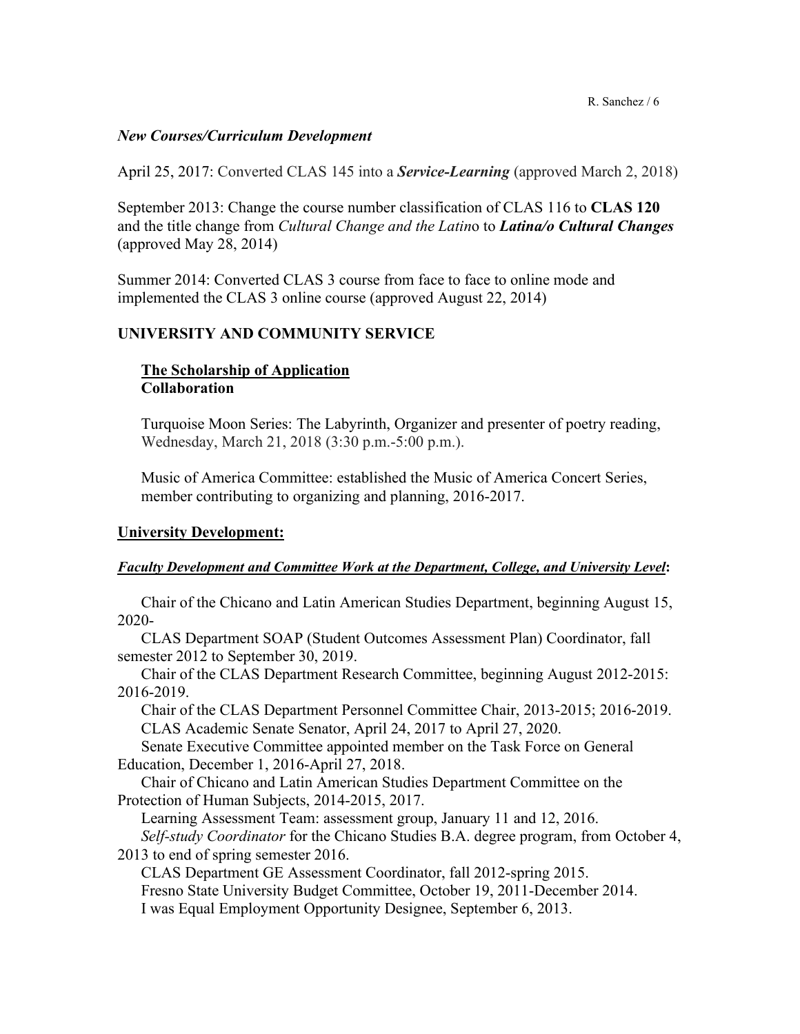### *New Courses/Curriculum Development*

April 25, 2017: Converted CLAS 145 into a ***Service-Learning*** (approved March 2, 2018)

September 2013: Change the course number classification of CLAS 116 to **CLAS 120** and the title change from *Cultural Change and the Latin*o to ***Latina/o Cultural Changes*** (approved May 28, 2014)

Summer 2014: Converted CLAS 3 course from face to face to online mode and implemented the CLAS 3 online course (approved August 22, 2014)

## UNIVERSITY AND COMMUNITY SERVICE

### <u>The Scholarship of Application</u>
### Collaboration

Turquoise Moon Series: The Labyrinth, Organizer and presenter of poetry reading, Wednesday, March 21, 2018 (3:30 p.m.-5:00 p.m.).

Music of America Committee: established the Music of America Concert Series, member contributing to organizing and planning, 2016-2017.

### <u>University Development:</u>

***<u>Faculty Development and Committee Work at the Department, College, and University Level</u>*:**

Chair of the Chicano and Latin American Studies Department, beginning August 15, 2020-

CLAS Department SOAP (Student Outcomes Assessment Plan) Coordinator, fall semester 2012 to September 30, 2019.

Chair of the CLAS Department Research Committee, beginning August 2012-2015: 2016-2019.

Chair of the CLAS Department Personnel Committee Chair, 2013-2015; 2016-2019.

CLAS Academic Senate Senator, April 24, 2017 to April 27, 2020.

Senate Executive Committee appointed member on the Task Force on General Education, December 1, 2016-April 27, 2018.

Chair of Chicano and Latin American Studies Department Committee on the Protection of Human Subjects, 2014-2015, 2017.

Learning Assessment Team: assessment group, January 11 and 12, 2016.

*Self-study Coordinator* for the Chicano Studies B.A. degree program, from October 4, 2013 to end of spring semester 2016.

CLAS Department GE Assessment Coordinator, fall 2012-spring 2015.

Fresno State University Budget Committee, October 19, 2011-December 2014.

I was Equal Employment Opportunity Designee, September 6, 2013.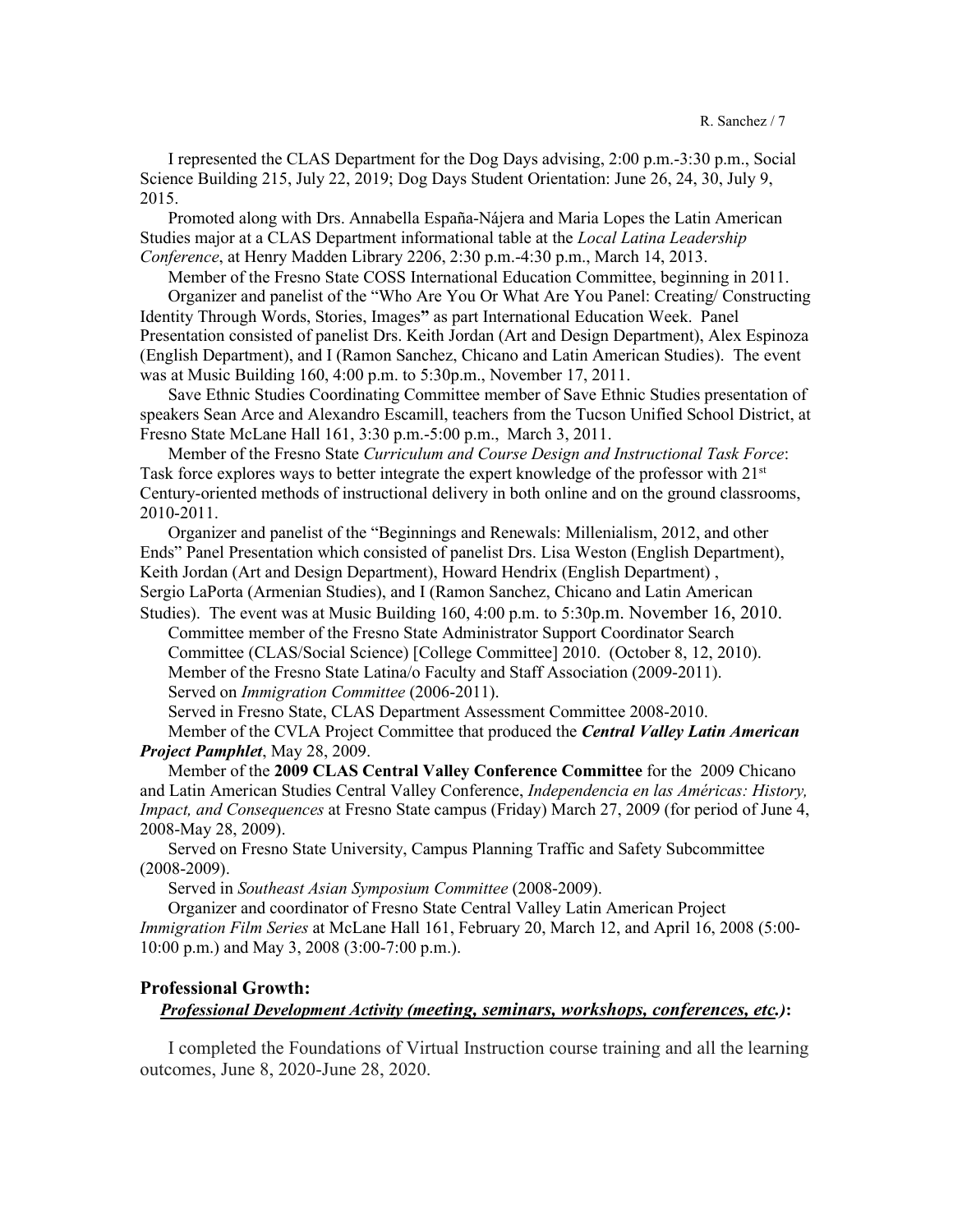I represented the CLAS Department for the Dog Days advising, 2:00 p.m.-3:30 p.m., Social Science Building 215, July 22, 2019; Dog Days Student Orientation: June 26, 24, 30, July 9, 2015.

Promoted along with Drs. Annabella España-Nájera and Maria Lopes the Latin American Studies major at a CLAS Department informational table at the *Local Latina Leadership Conference*, at Henry Madden Library 2206, 2:30 p.m.-4:30 p.m., March 14, 2013.

Member of the Fresno State COSS International Education Committee, beginning in 2011.

Organizer and panelist of the "Who Are You Or What Are You Panel: Creating/ Constructing Identity Through Words, Stories, Images**"** as part International Education Week. Panel Presentation consisted of panelist Drs. Keith Jordan (Art and Design Department), Alex Espinoza (English Department), and I (Ramon Sanchez, Chicano and Latin American Studies). The event was at Music Building 160, 4:00 p.m. to 5:30p.m., November 17, 2011.

Save Ethnic Studies Coordinating Committee member of Save Ethnic Studies presentation of speakers Sean Arce and Alexandro Escamill, teachers from the Tucson Unified School District, at Fresno State McLane Hall 161, 3:30 p.m.-5:00 p.m., March 3, 2011.

Member of the Fresno State *Curriculum and Course Design and Instructional Task Force*: Task force explores ways to better integrate the expert knowledge of the professor with 21st Century-oriented methods of instructional delivery in both online and on the ground classrooms, 2010-2011.

Organizer and panelist of the "Beginnings and Renewals: Millenialism, 2012, and other Ends" Panel Presentation which consisted of panelist Drs. Lisa Weston (English Department), Keith Jordan (Art and Design Department), Howard Hendrix (English Department) , Sergio LaPorta (Armenian Studies), and I (Ramon Sanchez, Chicano and Latin American Studies). The event was at Music Building 160, 4:00 p.m. to 5:30p.m. November 16, 2010.

Committee member of the Fresno State Administrator Support Coordinator Search Committee (CLAS/Social Science) [College Committee] 2010. (October 8, 12, 2010).

Member of the Fresno State Latina/o Faculty and Staff Association (2009-2011).

Served on *Immigration Committee* (2006-2011).

Served in Fresno State, CLAS Department Assessment Committee 2008-2010.

Member of the CVLA Project Committee that produced the ***Central Valley Latin American Project Pamphlet***, May 28, 2009.

Member of the **2009 CLAS Central Valley Conference Committee** for the 2009 Chicano and Latin American Studies Central Valley Conference, *Independencia en las Américas: History, Impact, and Consequences* at Fresno State campus (Friday) March 27, 2009 (for period of June 4, 2008-May 28, 2009).

Served on Fresno State University, Campus Planning Traffic and Safety Subcommittee (2008-2009).

Served in *Southeast Asian Symposium Committee* (2008-2009).

Organizer and coordinator of Fresno State Central Valley Latin American Project *Immigration Film Series* at McLane Hall 161, February 20, March 12, and April 16, 2008 (5:00-10:00 p.m.) and May 3, 2008 (3:00-7:00 p.m.).

## Professional Growth:

***Professional Development Activity (meeting, seminars, workshops, conferences, etc.)*:**

I completed the Foundations of Virtual Instruction course training and all the learning outcomes, June 8, 2020-June 28, 2020.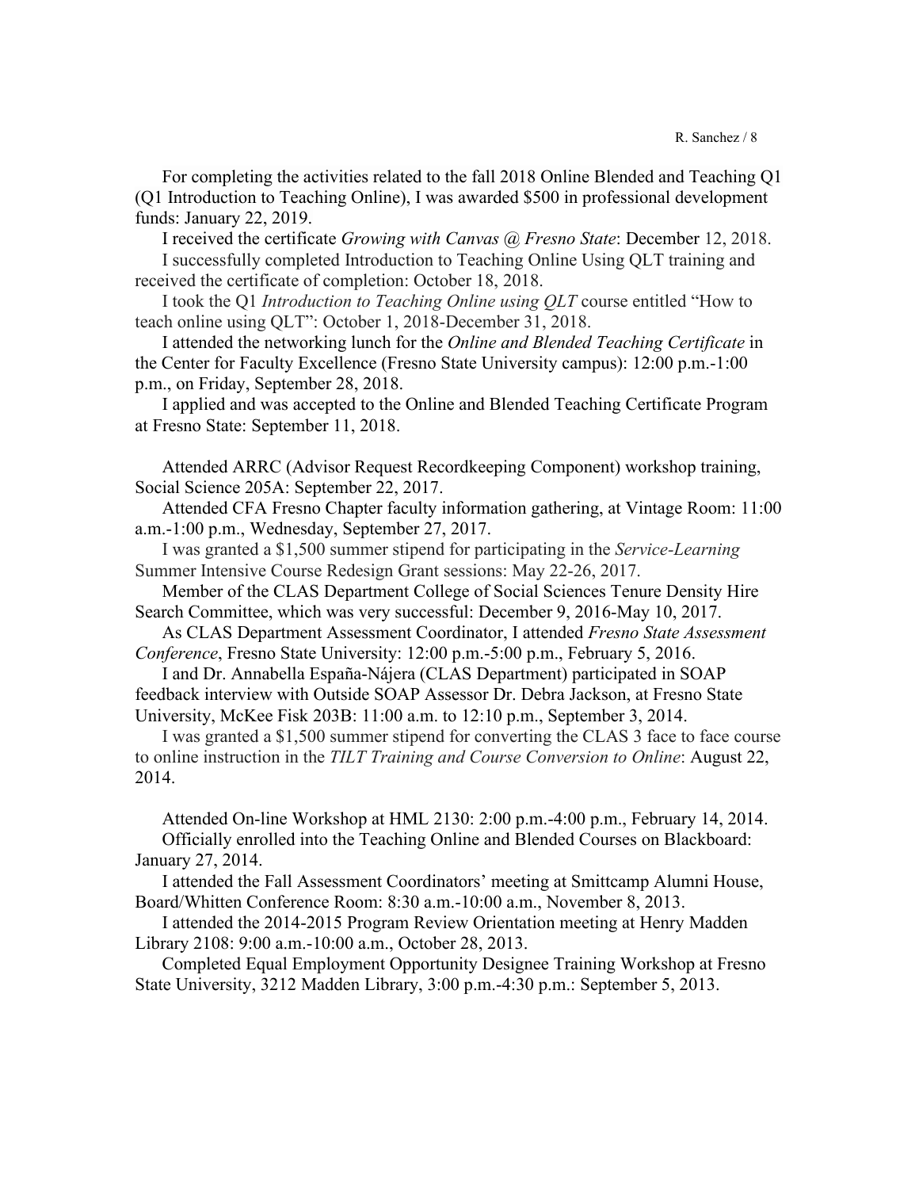For completing the activities related to the fall 2018 Online Blended and Teaching Q1 (Q1 Introduction to Teaching Online), I was awarded $500 in professional development funds: January 22, 2019.

I received the certificate *Growing with Canvas @ Fresno State*: December 12, 2018.

I successfully completed Introduction to Teaching Online Using QLT training and received the certificate of completion: October 18, 2018.

I took the Q1 *Introduction to Teaching Online using QLT* course entitled "How to teach online using QLT": October 1, 2018-December 31, 2018.

I attended the networking lunch for the *Online and Blended Teaching Certificate* in the Center for Faculty Excellence (Fresno State University campus): 12:00 p.m.-1:00 p.m., on Friday, September 28, 2018.

I applied and was accepted to the Online and Blended Teaching Certificate Program at Fresno State: September 11, 2018.

Attended ARRC (Advisor Request Recordkeeping Component) workshop training, Social Science 205A: September 22, 2017.

Attended CFA Fresno Chapter faculty information gathering, at Vintage Room: 11:00 a.m.-1:00 p.m., Wednesday, September 27, 2017.

I was granted a $1,500 summer stipend for participating in the *Service-Learning* Summer Intensive Course Redesign Grant sessions: May 22-26, 2017.

Member of the CLAS Department College of Social Sciences Tenure Density Hire Search Committee, which was very successful: December 9, 2016-May 10, 2017.

As CLAS Department Assessment Coordinator, I attended *Fresno State Assessment Conference*, Fresno State University: 12:00 p.m.-5:00 p.m., February 5, 2016.

I and Dr. Annabella España-Nájera (CLAS Department) participated in SOAP feedback interview with Outside SOAP Assessor Dr. Debra Jackson, at Fresno State University, McKee Fisk 203B: 11:00 a.m. to 12:10 p.m., September 3, 2014.

I was granted a $1,500 summer stipend for converting the CLAS 3 face to face course to online instruction in the *TILT Training and Course Conversion to Online*: August 22, 2014.

Attended On-line Workshop at HML 2130: 2:00 p.m.-4:00 p.m., February 14, 2014.

Officially enrolled into the Teaching Online and Blended Courses on Blackboard: January 27, 2014.

I attended the Fall Assessment Coordinators' meeting at Smittcamp Alumni House, Board/Whitten Conference Room: 8:30 a.m.-10:00 a.m., November 8, 2013.

I attended the 2014-2015 Program Review Orientation meeting at Henry Madden Library 2108: 9:00 a.m.-10:00 a.m., October 28, 2013.

Completed Equal Employment Opportunity Designee Training Workshop at Fresno State University, 3212 Madden Library, 3:00 p.m.-4:30 p.m.: September 5, 2013.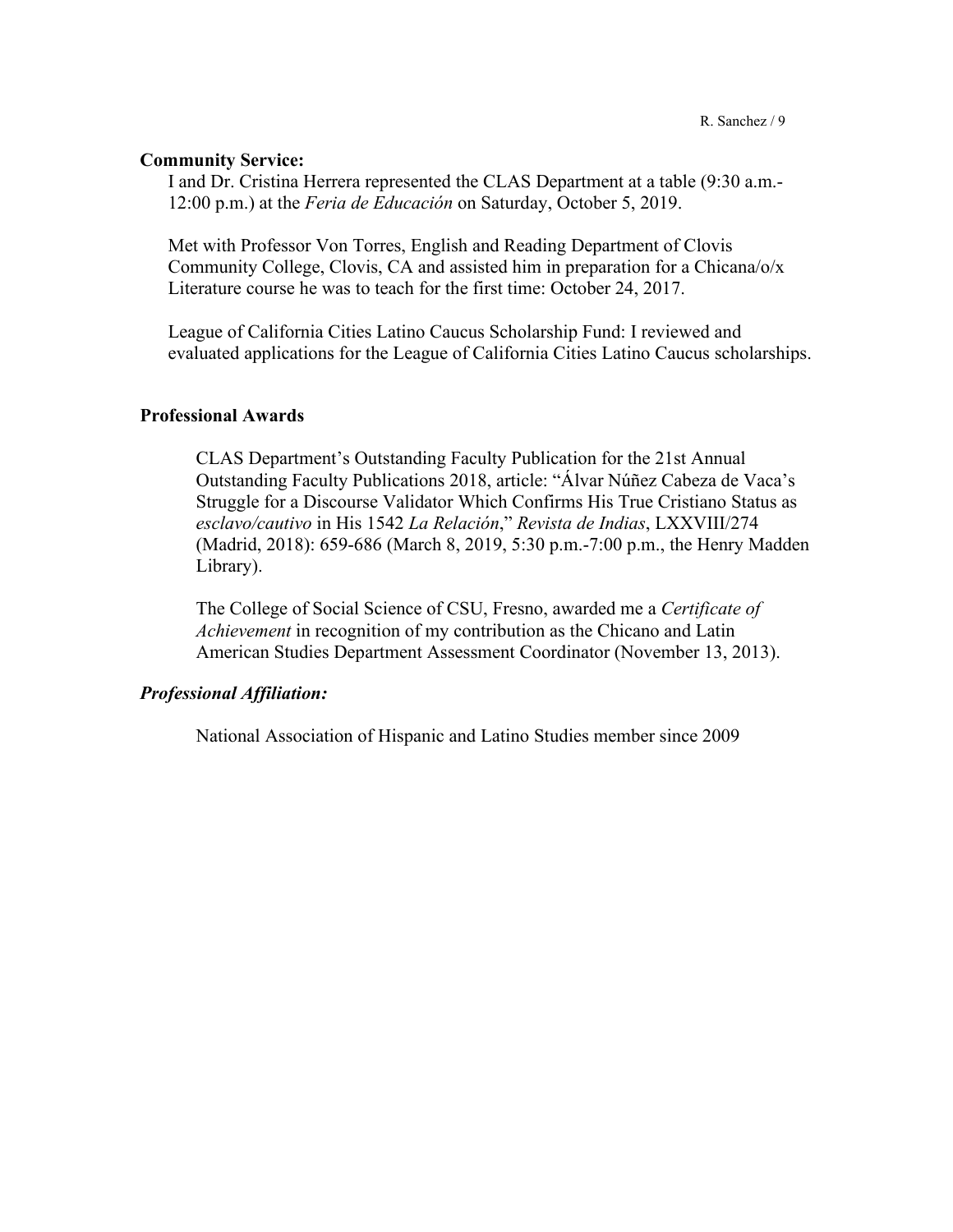**Community Service:**

I and Dr. Cristina Herrera represented the CLAS Department at a table (9:30 a.m.-12:00 p.m.) at the *Feria de Educación* on Saturday, October 5, 2019.

Met with Professor Von Torres, English and Reading Department of Clovis Community College, Clovis, CA and assisted him in preparation for a Chicana/o/x Literature course he was to teach for the first time: October 24, 2017.

League of California Cities Latino Caucus Scholarship Fund: I reviewed and evaluated applications for the League of California Cities Latino Caucus scholarships.

**Professional Awards**

CLAS Department's Outstanding Faculty Publication for the 21st Annual Outstanding Faculty Publications 2018, article: "Álvar Núñez Cabeza de Vaca's Struggle for a Discourse Validator Which Confirms His True Cristiano Status as *esclavo/cautivo* in His 1542 *La Relación*," *Revista de Indias*, LXXVIII/274 (Madrid, 2018): 659-686 (March 8, 2019, 5:30 p.m.-7:00 p.m., the Henry Madden Library).

The College of Social Science of CSU, Fresno, awarded me a *Certificate of Achievement* in recognition of my contribution as the Chicano and Latin American Studies Department Assessment Coordinator (November 13, 2013).

***Professional Affiliation:***

National Association of Hispanic and Latino Studies member since 2009